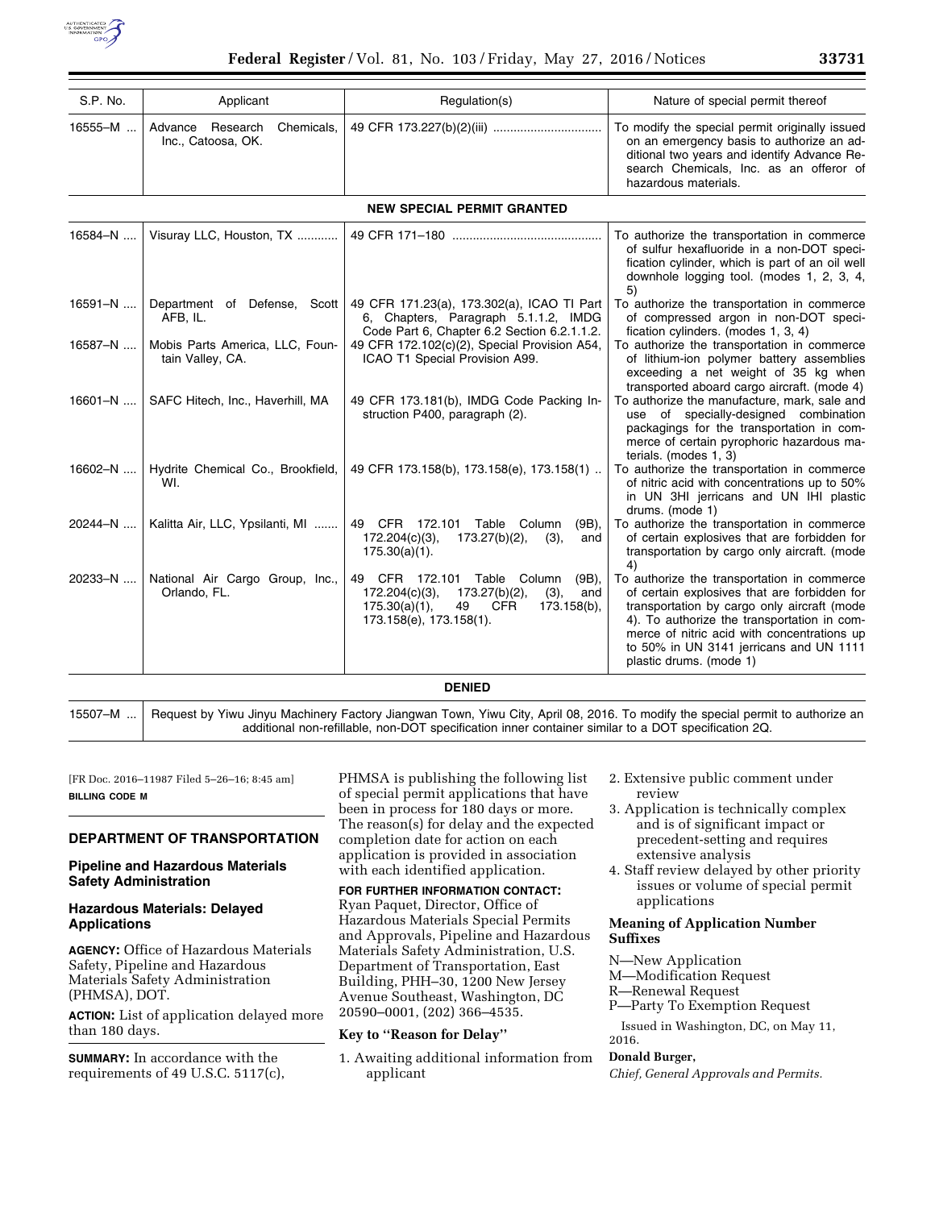| S.P. No. | Applicant | Regulation(s) | Nature of special permit thereof |
| --- | --- | --- | --- |
| 16555–M ... | Advance Research Chemicals, Inc., Catoosa, OK. | 49 CFR 173.227(b)(2)(iii) ................................ | To modify the special permit originally issued on an emergency basis to authorize an additional two years and identify Advance Research Chemicals, Inc. as an offeror of hazardous materials. |
| **NEW SPECIAL PERMIT GRANTED** | | | |
| 16584–N .... | Visuray LLC, Houston, TX ............ | 49 CFR 171–180 ........................................... | To authorize the transportation in commerce of sulfur hexafluoride in a non-DOT specification cylinder, which is part of an oil well downhole logging tool. (modes 1, 2, 3, 4, 5) |
| 16591–N .... | Department of Defense, Scott AFB, IL. | 49 CFR 171.23(a), 173.302(a), ICAO TI Part 6, Chapters, Paragraph 5.1.1.2, IMDG Code Part 6, Chapter 6.2 Section 6.2.1.1.2. | To authorize the transportation in commerce of compressed argon in non-DOT specification cylinders. (modes 1, 3, 4) |
| 16587–N .... | Mobis Parts America, LLC, Fountain Valley, CA. | 49 CFR 172.102(c)(2), Special Provision A54, ICAO T1 Special Provision A99. | To authorize the transportation in commerce of lithium-ion polymer battery assemblies exceeding a net weight of 35 kg when transported aboard cargo aircraft. (mode 4) |
| 16601–N .... | SAFC Hitech, Inc., Haverhill, MA | 49 CFR 173.181(b), IMDG Code Packing Instruction P400, paragraph (2). | To authorize the manufacture, mark, sale and use of specially-designed combination packagings for the transportation in commerce of certain pyrophoric hazardous materials. (modes 1, 3) |
| 16602–N .... | Hydrite Chemical Co., Brookfield, WI. | 49 CFR 173.158(b), 173.158(e), 173.158(1) .. | To authorize the transportation in commerce of nitric acid with concentrations up to 50% in UN 3HI jerricans and UN IHI plastic drums. (mode 1) |
| 20244–N .... | Kalitta Air, LLC, Ypsilanti, MI ....... | 49 CFR 172.101 Table Column (9B), 172.204(c)(3), 173.27(b)(2), (3), and 175.30(a)(1). | To authorize the transportation in commerce of certain explosives that are forbidden for transportation by cargo only aircraft. (mode 4) |
| 20233–N .... | National Air Cargo Group, Inc., Orlando, FL. | 49 CFR 172.101 Table Column (9B), 172.204(c)(3), 173.27(b)(2), (3), and 175.30(a)(1), 49 CFR 173.158(b), 173.158(e), 173.158(1). | To authorize the transportation in commerce of certain explosives that are forbidden for transportation by cargo only aircraft (mode 4). To authorize the transportation in commerce of nitric acid with concentrations up to 50% in UN 3141 jerricans and UN 1111 plastic drums. (mode 1) |
| **DENIED** | | | |
| 15507–M ... | Request by Yiwu Jinyu Machinery Factory Jiangwan Town, Yiwu City, April 08, 2016. To modify the special permit to authorize an additional non-refillable, non-DOT specification inner container similar to a DOT specification 2Q. | | |

[FR Doc. 2016–11987 Filed 5–26–16; 8:45 am]

**BILLING CODE M**

## DEPARTMENT OF TRANSPORTATION

### Pipeline and Hazardous Materials Safety Administration

### Hazardous Materials: Delayed Applications

**AGENCY:** Office of Hazardous Materials Safety, Pipeline and Hazardous Materials Safety Administration (PHMSA), DOT.

**ACTION:** List of application delayed more than 180 days.

**SUMMARY:** In accordance with the requirements of 49 U.S.C. 5117(c), PHMSA is publishing the following list of special permit applications that have been in process for 180 days or more. The reason(s) for delay and the expected completion date for action on each application is provided in association with each identified application.

**FOR FURTHER INFORMATION CONTACT:** Ryan Paquet, Director, Office of Hazardous Materials Special Permits and Approvals, Pipeline and Hazardous Materials Safety Administration, U.S. Department of Transportation, East Building, PHH–30, 1200 New Jersey Avenue Southeast, Washington, DC 20590–0001, (202) 366–4535.

### Key to "Reason for Delay"

1. Awaiting additional information from applicant
2. Extensive public comment under review
3. Application is technically complex and is of significant impact or precedent-setting and requires extensive analysis
4. Staff review delayed by other priority issues or volume of special permit applications

### Meaning of Application Number Suffixes

N—New Application
M—Modification Request
R—Renewal Request
P—Party To Exemption Request

Issued in Washington, DC, on May 11, 2016.

**Donald Burger,**

*Chief, General Approvals and Permits.*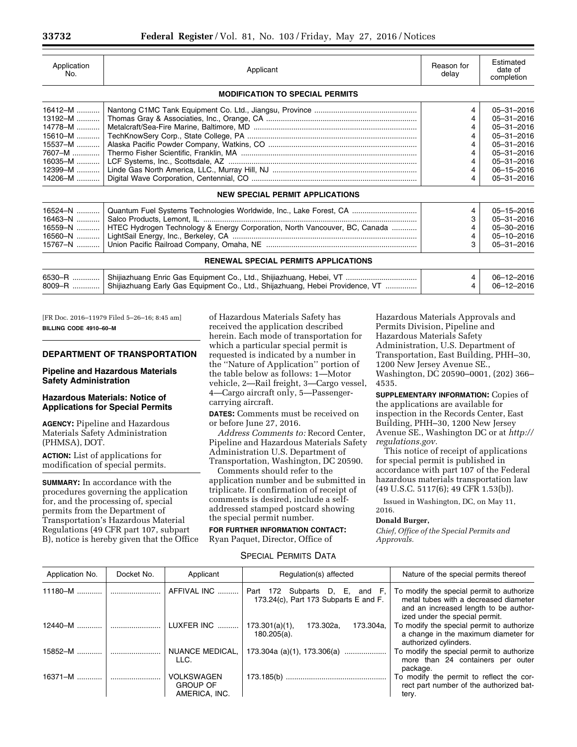| Application No. | Applicant | Reason for delay | Estimated date of completion |
| --- | --- | --- | --- |
| **MODIFICATION TO SPECIAL PERMITS** | | | |
| 16412–M | Nantong C1MC Tank Equipment Co. Ltd., Jiangsu, Province | 4 | 05–31–2016 |
| 13192–M | Thomas Gray & Associates, Inc., Orange, CA | 4 | 05–31–2016 |
| 14778–M | Metalcraft/Sea-Fire Marine, Baltimore, MD | 4 | 05–31–2016 |
| 15610–M | TechKnowSery Corp., State College, PA | 4 | 05–31–2016 |
| 15537–M | Alaska Pacific Powder Company, Watkins, CO | 4 | 05–31–2016 |
| 7607–M | Thermo Fisher Scientific, Franklin, MA | 4 | 05–31–2016 |
| 16035–M | LCF Systems, Inc., Scottsdale, AZ | 4 | 05–31–2016 |
| 12399–M | Linde Gas North America, LLC., Murray Hill, NJ | 4 | 06–15–2016 |
| 14206–M | Digital Wave Corporation, Centennial, CO | 4 | 05–31–2016 |
| **NEW SPECIAL PERMIT APPLICATIONS** | | | |
| 16524–N | Quantum Fuel Systems Technologies Worldwide, Inc., Lake Forest, CA | 4 | 05–15–2016 |
| 16463–N | Salco Products, Lemont, IL | 3 | 05–31–2016 |
| 16559–N | HTEC Hydrogen Technology & Energy Corporation, North Vancouver, BC, Canada | 4 | 05–30–2016 |
| 16560–N | LightSail Energy, Inc., Berkeley, CA | 4 | 05–10–2016 |
| 15767–N | Union Pacific Railroad Company, Omaha, NE | 3 | 05–31–2016 |
| **RENEWAL SPECIAL PERMITS APPLICATIONS** | | | |
| 6530–R | Shijiazhuang Enric Gas Equipment Co., Ltd., Shijiazhuang, Hebei, VT | 4 | 06–12–2016 |
| 8009–R | Shijiazhuang Early Gas Equipment Co., Ltd., Shijazhuang, Hebei Providence, VT | 4 | 06–12–2016 |

[FR Doc. 2016–11979 Filed 5–26–16; 8:45 am]

**BILLING CODE 4910–60–M**

## DEPARTMENT OF TRANSPORTATION

### Pipeline and Hazardous Materials Safety Administration

### Hazardous Materials: Notice of Applications for Special Permits

**AGENCY:** Pipeline and Hazardous Materials Safety Administration (PHMSA), DOT.

**ACTION:** List of applications for modification of special permits.

**SUMMARY:** In accordance with the procedures governing the application for, and the processing of, special permits from the Department of Transportation's Hazardous Material Regulations (49 CFR part 107, subpart B), notice is hereby given that the Office of Hazardous Materials Safety has received the application described herein. Each mode of transportation for which a particular special permit is requested is indicated by a number in the ''Nature of Application'' portion of the table below as follows: 1—Motor vehicle, 2—Rail freight, 3—Cargo vessel, 4—Cargo aircraft only, 5—Passenger-carrying aircraft.

**DATES:** Comments must be received on or before June 27, 2016.

*Address Comments to:* Record Center, Pipeline and Hazardous Materials Safety Administration U.S. Department of Transportation, Washington, DC 20590.

Comments should refer to the application number and be submitted in triplicate. If confirmation of receipt of comments is desired, include a self-addressed stamped postcard showing the special permit number.

**FOR FURTHER INFORMATION CONTACT:** Ryan Paquet, Director, Office of Hazardous Materials Approvals and Permits Division, Pipeline and Hazardous Materials Safety Administration, U.S. Department of Transportation, East Building, PHH–30, 1200 New Jersey Avenue SE., Washington, DC 20590–0001, (202) 366–4535.

**SUPPLEMENTARY INFORMATION:** Copies of the applications are available for inspection in the Records Center, East Building, PHH–30, 1200 New Jersey Avenue SE., Washington DC or at *http://regulations.gov.*

This notice of receipt of applications for special permit is published in accordance with part 107 of the Federal hazardous materials transportation law (49 U.S.C. 5117(6); 49 CFR 1.53(b)).

Issued in Washington, DC, on May 11, 2016.

**Donald Burger,**

*Chief, Office of the Special Permits and Approvals.*

SPECIAL PERMITS DATA

| Application No. | Docket No. | Applicant | Regulation(s) affected | Nature of the special permits thereof |
| --- | --- | --- | --- | --- |
| 11180–M | | AFFIVAL INC | Part 172 Subparts D, E, and F, 173.24(c), Part 173 Subparts E and F. | To modify the special permit to authorize metal tubes with a decreased diameter and an increased length to be authorized under the special permit. |
| 12440–M | | LUXFER INC | 173.301(a)(1), 173.302a, 173.304a, 180.205(a). | To modify the special permit to authorize a change in the maximum diameter for authorized cylinders. |
| 15852–M | | NUANCE MEDICAL, LLC. | 173.304a (a)(1), 173.306(a) | To modify the special permit to authorize more than 24 containers per outer package. |
| 16371–M | | VOLKSWAGEN GROUP OF AMERICA, INC. | 173.185(b) | To modify the permit to reflect the correct part number of the authorized battery. |